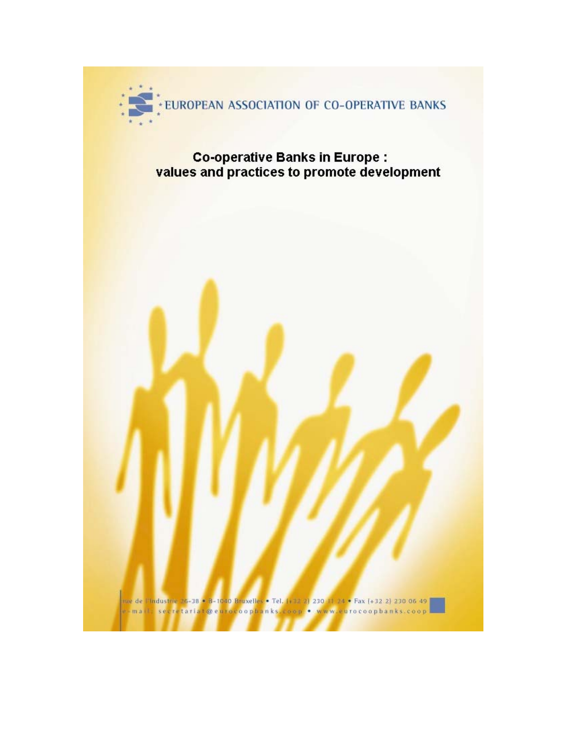EUROPEAN ASSOCIATION OF CO-OPERATIVE BANKS

# Co-operative Banks in Europe : values and practices to promote development

rue de l'Industrie 26-38 • B-1040 Bruxelles • Tel. (+32 2) 230 11 24 • Fax (+32 2) 230 06 49
e-mail: secretariat@eurocoopbanks.coop • www.eurocoopbanks.coop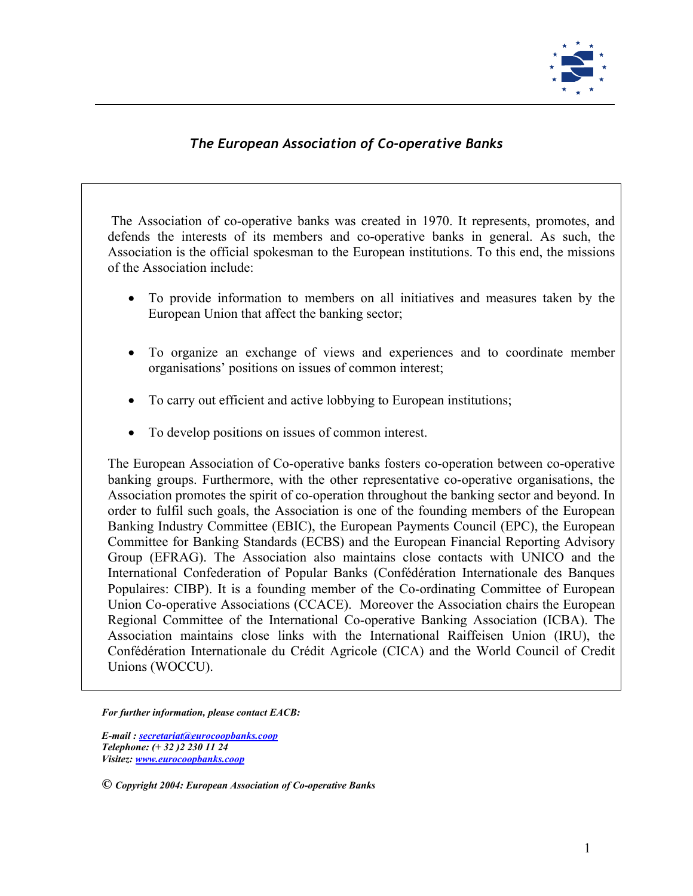*The European Association of Co-operative Banks*

The Association of co-operative banks was created in 1970. It represents, promotes, and defends the interests of its members and co-operative banks in general. As such, the Association is the official spokesman to the European institutions. To this end, the missions of the Association include:

- To provide information to members on all initiatives and measures taken by the European Union that affect the banking sector;
- To organize an exchange of views and experiences and to coordinate member organisations' positions on issues of common interest;
- To carry out efficient and active lobbying to European institutions;
- To develop positions on issues of common interest.

The European Association of Co-operative banks fosters co-operation between co-operative banking groups. Furthermore, with the other representative co-operative organisations, the Association promotes the spirit of co-operation throughout the banking sector and beyond. In order to fulfil such goals, the Association is one of the founding members of the European Banking Industry Committee (EBIC), the European Payments Council (EPC), the European Committee for Banking Standards (ECBS) and the European Financial Reporting Advisory Group (EFRAG). The Association also maintains close contacts with UNICO and the International Confederation of Popular Banks (Confédération Internationale des Banques Populaires: CIBP). It is a founding member of the Co-ordinating Committee of European Union Co-operative Associations (CCACE). Moreover the Association chairs the European Regional Committee of the International Co-operative Banking Association (ICBA). The Association maintains close links with the International Raiffeisen Union (IRU), the Confédération Internationale du Crédit Agricole (CICA) and the World Council of Credit Unions (WOCCU).

***For further information, please contact EACB:***

***E-mail :*** [***secretariat@eurocoopbanks.coop***](mailto:secretariat@eurocoopbanks.coop)
***Telephone: (+ 32 )2 230 11 24***
***Visitez:*** [***www.eurocoopbanks.coop***](http://www.eurocoopbanks.coop)

***© Copyright 2004: European Association of Co-operative Banks***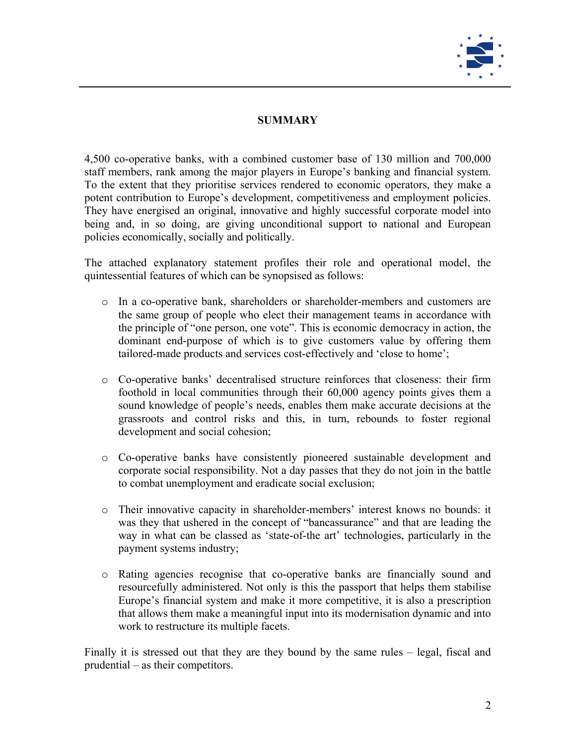## SUMMARY

4,500 co-operative banks, with a combined customer base of 130 million and 700,000 staff members, rank among the major players in Europe's banking and financial system. To the extent that they prioritise services rendered to economic operators, they make a potent contribution to Europe's development, competitiveness and employment policies. They have energised an original, innovative and highly successful corporate model into being and, in so doing, are giving unconditional support to national and European policies economically, socially and politically.

The attached explanatory statement profiles their role and operational model, the quintessential features of which can be synopsised as follows:

- In a co-operative bank, shareholders or shareholder-members and customers are the same group of people who elect their management teams in accordance with the principle of "one person, one vote". This is economic democracy in action, the dominant end-purpose of which is to give customers value by offering them tailored-made products and services cost-effectively and 'close to home';

- Co-operative banks' decentralised structure reinforces that closeness: their firm foothold in local communities through their 60,000 agency points gives them a sound knowledge of people's needs, enables them make accurate decisions at the grassroots and control risks and this, in turn, rebounds to foster regional development and social cohesion;

- Co-operative banks have consistently pioneered sustainable development and corporate social responsibility. Not a day passes that they do not join in the battle to combat unemployment and eradicate social exclusion;

- Their innovative capacity in shareholder-members' interest knows no bounds: it was they that ushered in the concept of "bancassurance" and that are leading the way in what can be classed as 'state-of-the art' technologies, particularly in the payment systems industry;

- Rating agencies recognise that co-operative banks are financially sound and resourcefully administered. Not only is this the passport that helps them stabilise Europe's financial system and make it more competitive, it is also a prescription that allows them make a meaningful input into its modernisation dynamic and into work to restructure its multiple facets.

Finally it is stressed out that they are they bound by the same rules – legal, fiscal and prudential – as their competitors.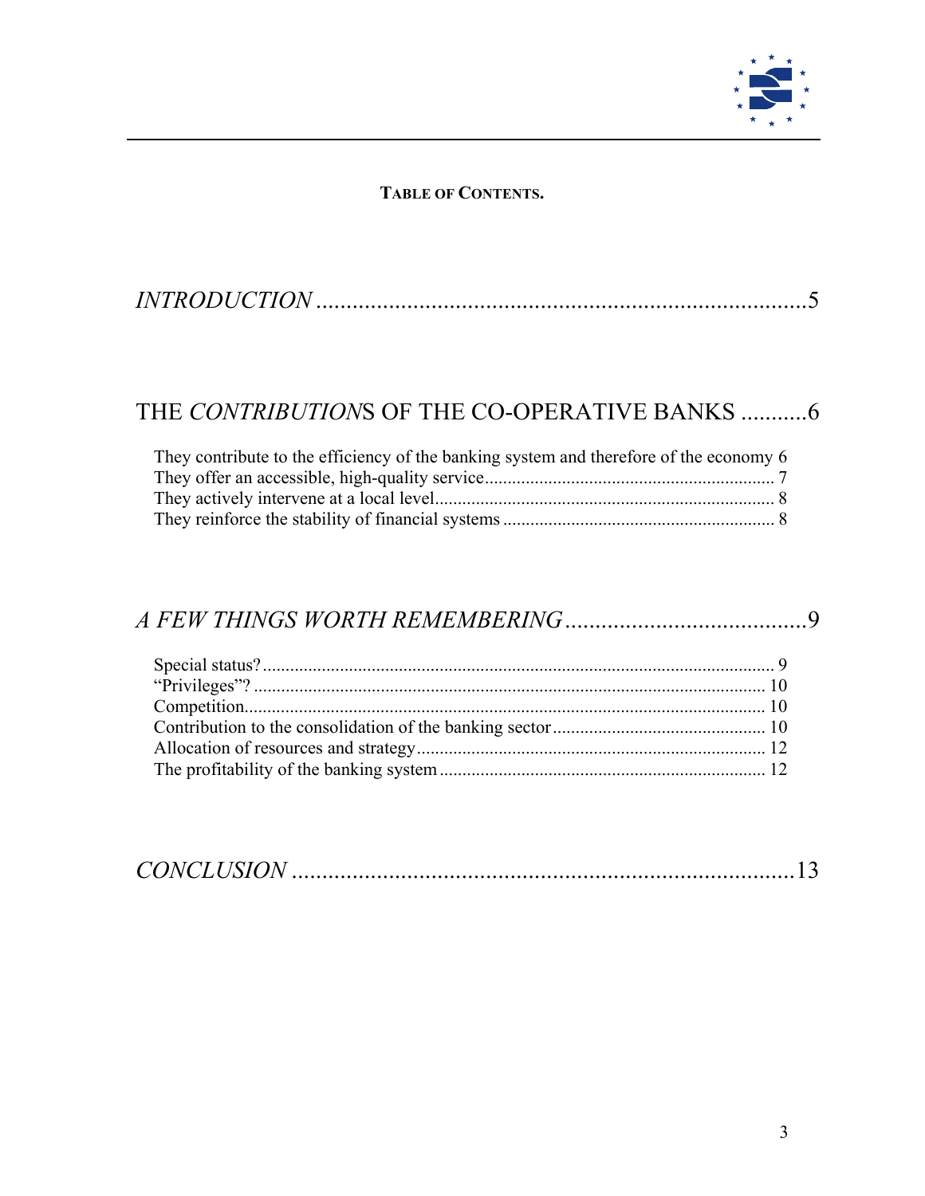**TABLE OF CONTENTS.**

*INTRODUCTION* ................................................................................ 5

THE *CONTRIBUTION*S OF THE CO-OPERATIVE BANKS ........... 6

They contribute to the efficiency of the banking system and therefore of the economy 6
They offer an accessible, high-quality service ................................................................ 7
They actively intervene at a local level ........................................................................... 8
They reinforce the stability of financial systems ............................................................ 8

*A FEW THINGS WORTH REMEMBERING* ......................................... 9

Special status? ................................................................................................................. 9
"Privileges"? ................................................................................................................... 10
Competition .................................................................................................................... 10
Contribution to the consolidation of the banking sector ............................................... 10
Allocation of resources and strategy ............................................................................. 12
The profitability of the banking system ........................................................................ 12

*CONCLUSION* .................................................................................... 13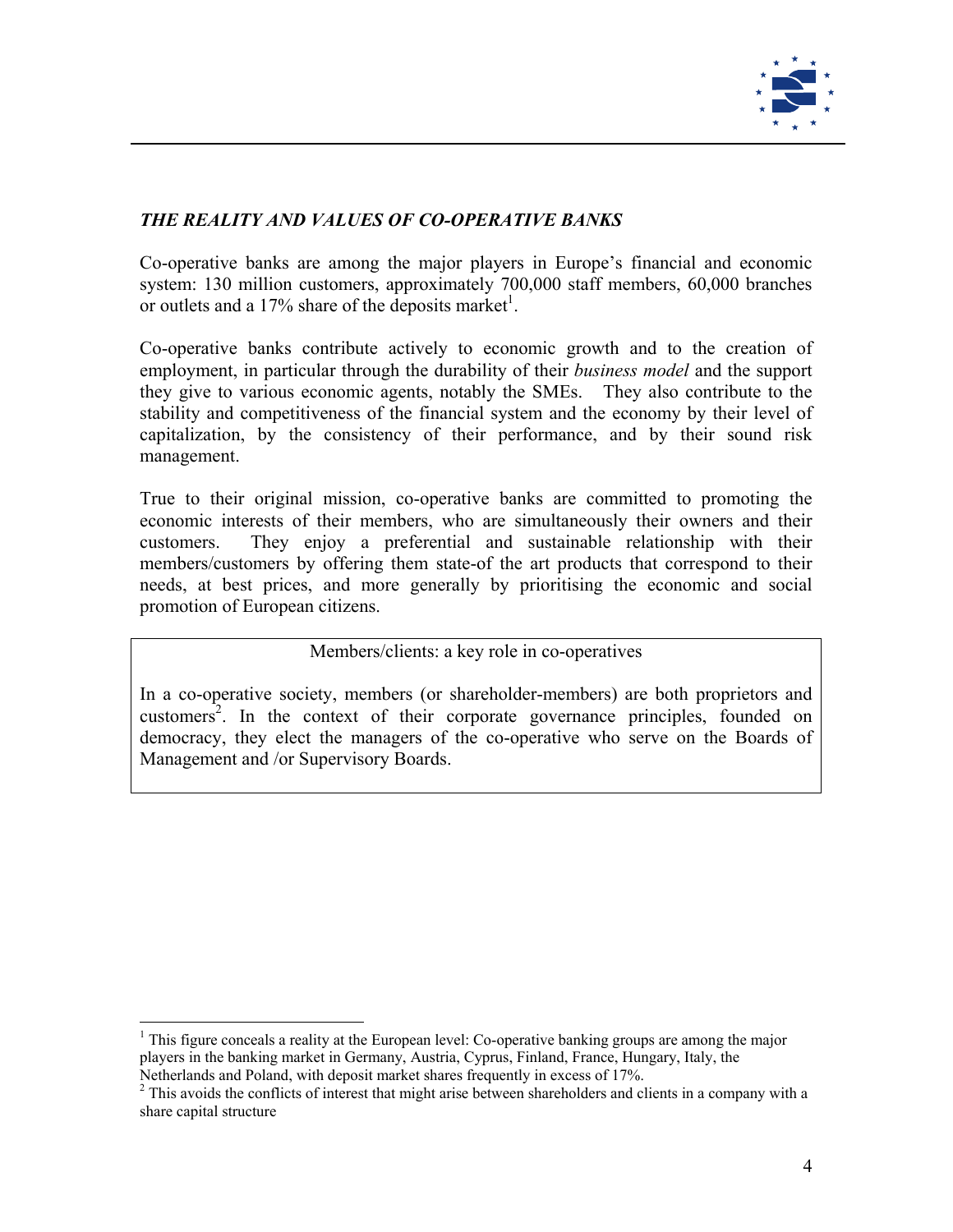## *THE REALITY AND VALUES OF CO-OPERATIVE BANKS*

Co-operative banks are among the major players in Europe's financial and economic system: 130 million customers, approximately 700,000 staff members, 60,000 branches or outlets and a 17% share of the deposits market[1].

Co-operative banks contribute actively to economic growth and to the creation of employment, in particular through the durability of their *business model* and the support they give to various economic agents, notably the SMEs. They also contribute to the stability and competitiveness of the financial system and the economy by their level of capitalization, by the consistency of their performance, and by their sound risk management.

True to their original mission, co-operative banks are committed to promoting the economic interests of their members, who are simultaneously their owners and their customers. They enjoy a preferential and sustainable relationship with their members/customers by offering them state-of the art products that correspond to their needs, at best prices, and more generally by prioritising the economic and social promotion of European citizens.

> Members/clients: a key role in co-operatives
>
> In a co-operative society, members (or shareholder-members) are both proprietors and customers[2]. In the context of their corporate governance principles, founded on democracy, they elect the managers of the co-operative who serve on the Boards of Management and /or Supervisory Boards.

---

[1] This figure conceals a reality at the European level: Co-operative banking groups are among the major players in the banking market in Germany, Austria, Cyprus, Finland, France, Hungary, Italy, the Netherlands and Poland, with deposit market shares frequently in excess of 17%.

[2] This avoids the conflicts of interest that might arise between shareholders and clients in a company with a share capital structure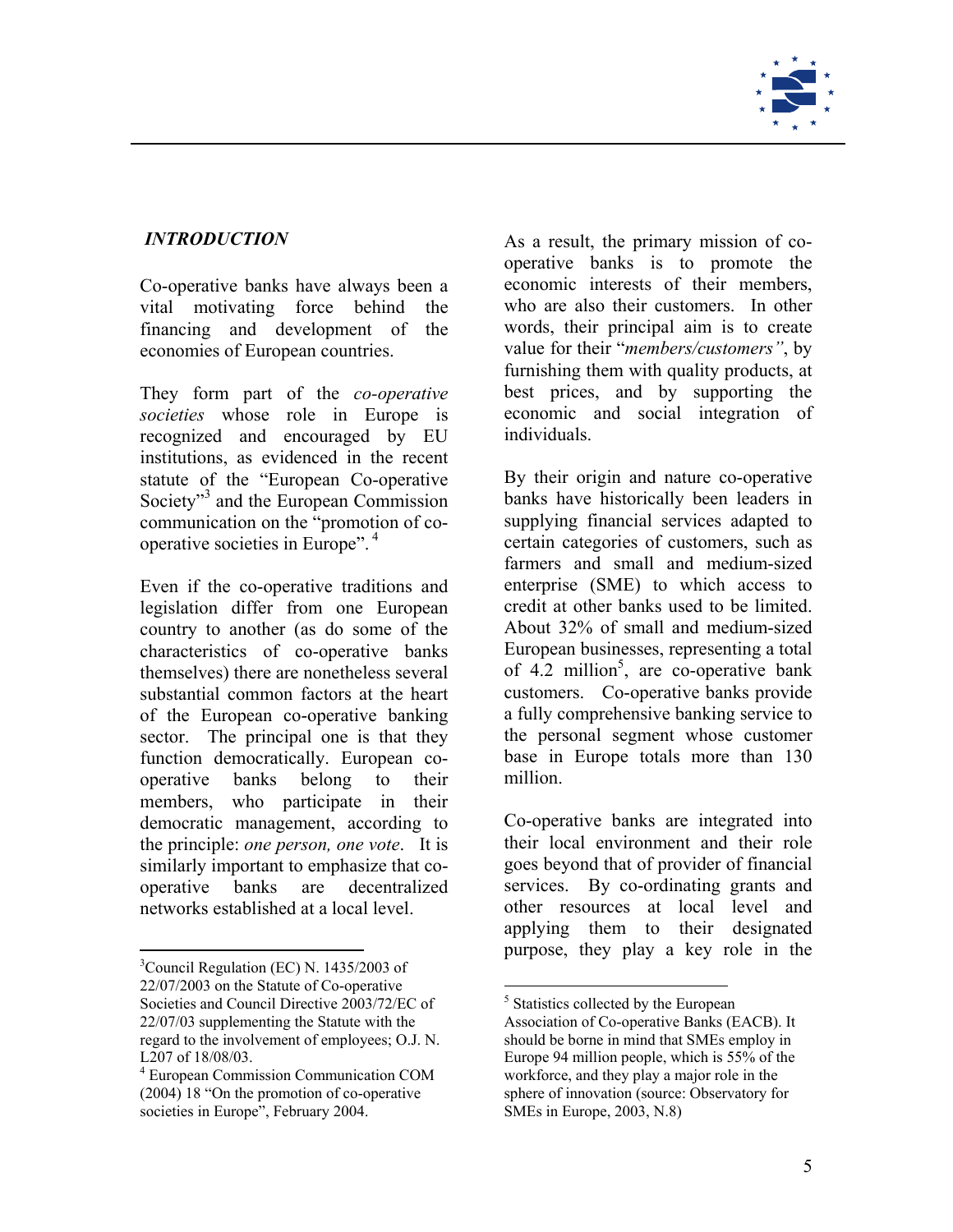## *INTRODUCTION*

Co-operative banks have always been a vital motivating force behind the financing and development of the economies of European countries.

They form part of the *co-operative societies* whose role in Europe is recognized and encouraged by EU institutions, as evidenced in the recent statute of the "European Co-operative Society"[3] and the European Commission communication on the "promotion of co-operative societies in Europe".[4]

Even if the co-operative traditions and legislation differ from one European country to another (as do some of the characteristics of co-operative banks themselves) there are nonetheless several substantial common factors at the heart of the European co-operative banking sector. The principal one is that they function democratically. European co-operative banks belong to their members, who participate in their democratic management, according to the principle: *one person, one vote*. It is similarly important to emphasize that co-operative banks are decentralized networks established at a local level.

As a result, the primary mission of co-operative banks is to promote the economic interests of their members, who are also their customers. In other words, their principal aim is to create value for their "*members/customers"*, by furnishing them with quality products, at best prices, and by supporting the economic and social integration of individuals.

By their origin and nature co-operative banks have historically been leaders in supplying financial services adapted to certain categories of customers, such as farmers and small and medium-sized enterprise (SME) to which access to credit at other banks used to be limited. About 32% of small and medium-sized European businesses, representing a total of 4.2 million[5], are co-operative bank customers. Co-operative banks provide a fully comprehensive banking service to the personal segment whose customer base in Europe totals more than 130 million.

Co-operative banks are integrated into their local environment and their role goes beyond that of provider of financial services. By co-ordinating grants and other resources at local level and applying them to their designated purpose, they play a key role in the

---

[3] Council Regulation (EC) N. 1435/2003 of 22/07/2003 on the Statute of Co-operative Societies and Council Directive 2003/72/EC of 22/07/03 supplementing the Statute with the regard to the involvement of employees; O.J. N. L207 of 18/08/03.

[4] European Commission Communication COM (2004) 18 "On the promotion of co-operative societies in Europe", February 2004.

[5] Statistics collected by the European Association of Co-operative Banks (EACB). It should be borne in mind that SMEs employ in Europe 94 million people, which is 55% of the workforce, and they play a major role in the sphere of innovation (source: Observatory for SMEs in Europe, 2003, N.8)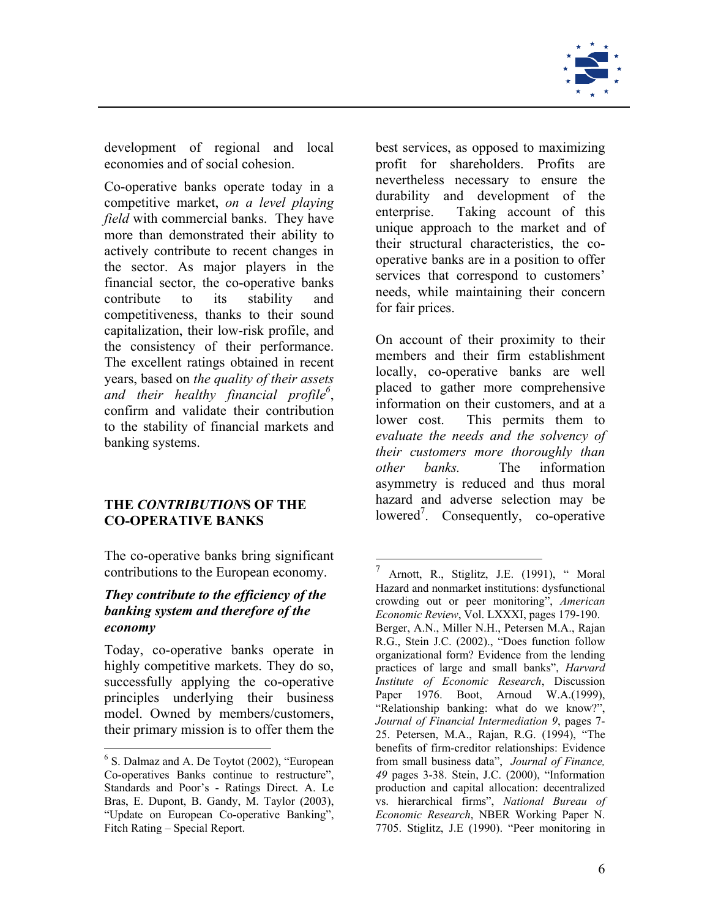development of regional and local economies and of social cohesion.

Co-operative banks operate today in a competitive market, *on a level playing field* with commercial banks. They have more than demonstrated their ability to actively contribute to recent changes in the sector. As major players in the financial sector, the co-operative banks contribute to its stability and competitiveness, thanks to their sound capitalization, their low-risk profile, and the consistency of their performance. The excellent ratings obtained in recent years, based on *the quality of their assets and their healthy financial profile*[6], confirm and validate their contribution to the stability of financial markets and banking systems.

## THE *CONTRIBUTION*S OF THE CO-OPERATIVE BANKS

The co-operative banks bring significant contributions to the European economy.

### *They contribute to the efficiency of the banking system and therefore of the economy*

Today, co-operative banks operate in highly competitive markets. They do so, successfully applying the co-operative principles underlying their business model. Owned by members/customers, their primary mission is to offer them the best services, as opposed to maximizing profit for shareholders. Profits are nevertheless necessary to ensure the durability and development of the enterprise. Taking account of this unique approach to the market and of their structural characteristics, the co-operative banks are in a position to offer services that correspond to customers' needs, while maintaining their concern for fair prices.

On account of their proximity to their members and their firm establishment locally, co-operative banks are well placed to gather more comprehensive information on their customers, and at a lower cost. This permits them to *evaluate the needs and the solvency of their customers more thoroughly than other banks.* The information asymmetry is reduced and thus moral hazard and adverse selection may be lowered[7]. Consequently, co-operative

---

[6] S. Dalmaz and A. De Toytot (2002), "European Co-operatives Banks continue to restructure", Standards and Poor's - Ratings Direct. A. Le Bras, E. Dupont, B. Gandy, M. Taylor (2003), "Update on European Co-operative Banking", Fitch Rating – Special Report.

[7] Arnott, R., Stiglitz, J.E. (1991), " Moral Hazard and nonmarket institutions: dysfunctional crowding out or peer monitoring", *American Economic Review*, Vol. LXXXI, pages 179-190. Berger, A.N., Miller N.H., Petersen M.A., Rajan R.G., Stein J.C. (2002)., "Does function follow organizational form? Evidence from the lending practices of large and small banks", *Harvard Institute of Economic Research*, Discussion Paper 1976. Boot, Arnoud W.A.(1999), "Relationship banking: what do we know?", *Journal of Financial Intermediation 9*, pages 7-25. Petersen, M.A., Rajan, R.G. (1994), "The benefits of firm-creditor relationships: Evidence from small business data", *Journal of Finance, 49* pages 3-38. Stein, J.C. (2000), "Information production and capital allocation: decentralized vs. hierarchical firms", *National Bureau of Economic Research*, NBER Working Paper N. 7705. Stiglitz, J.E (1990). "Peer monitoring in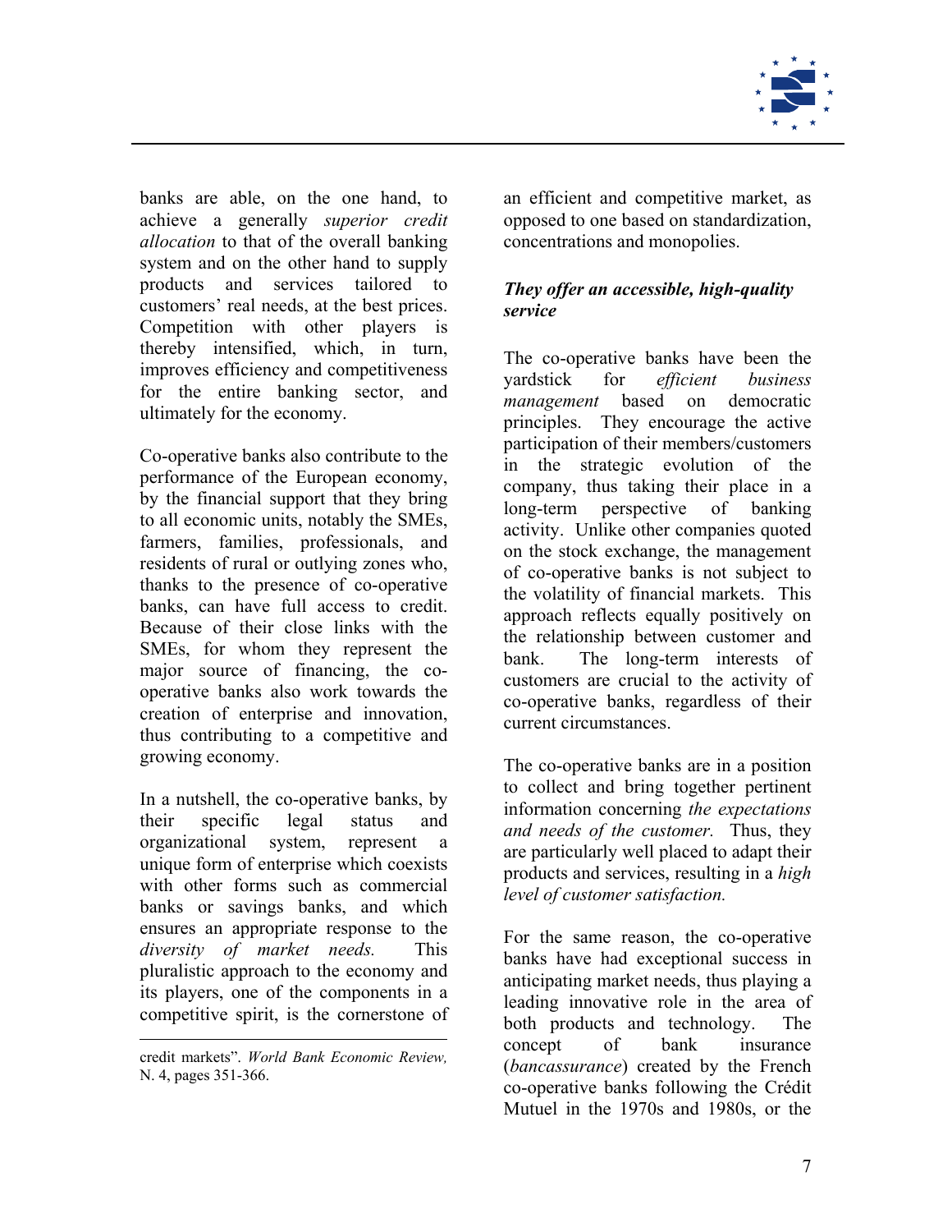banks are able, on the one hand, to achieve a generally *superior credit allocation* to that of the overall banking system and on the other hand to supply products and services tailored to customers' real needs, at the best prices. Competition with other players is thereby intensified, which, in turn, improves efficiency and competitiveness for the entire banking sector, and ultimately for the economy.

Co-operative banks also contribute to the performance of the European economy, by the financial support that they bring to all economic units, notably the SMEs, farmers, families, professionals, and residents of rural or outlying zones who, thanks to the presence of co-operative banks, can have full access to credit. Because of their close links with the SMEs, for whom they represent the major source of financing, the co-operative banks also work towards the creation of enterprise and innovation, thus contributing to a competitive and growing economy.

In a nutshell, the co-operative banks, by their specific legal status and organizational system, represent a unique form of enterprise which coexists with other forms such as commercial banks or savings banks, and which ensures an appropriate response to the *diversity of market needs.* This pluralistic approach to the economy and its players, one of the components in a competitive spirit, is the cornerstone of an efficient and competitive market, as opposed to one based on standardization, concentrations and monopolies.

credit markets". *World Bank Economic Review,* N. 4, pages 351-366.

***They offer an accessible, high-quality service***

The co-operative banks have been the yardstick for *efficient business management* based on democratic principles. They encourage the active participation of their members/customers in the strategic evolution of the company, thus taking their place in a long-term perspective of banking activity. Unlike other companies quoted on the stock exchange, the management of co-operative banks is not subject to the volatility of financial markets. This approach reflects equally positively on the relationship between customer and bank. The long-term interests of customers are crucial to the activity of co-operative banks, regardless of their current circumstances.

The co-operative banks are in a position to collect and bring together pertinent information concerning *the expectations and needs of the customer.* Thus, they are particularly well placed to adapt their products and services, resulting in a *high level of customer satisfaction.*

For the same reason, the co-operative banks have had exceptional success in anticipating market needs, thus playing a leading innovative role in the area of both products and technology. The concept of bank insurance (*bancassurance*) created by the French co-operative banks following the Crédit Mutuel in the 1970s and 1980s, or the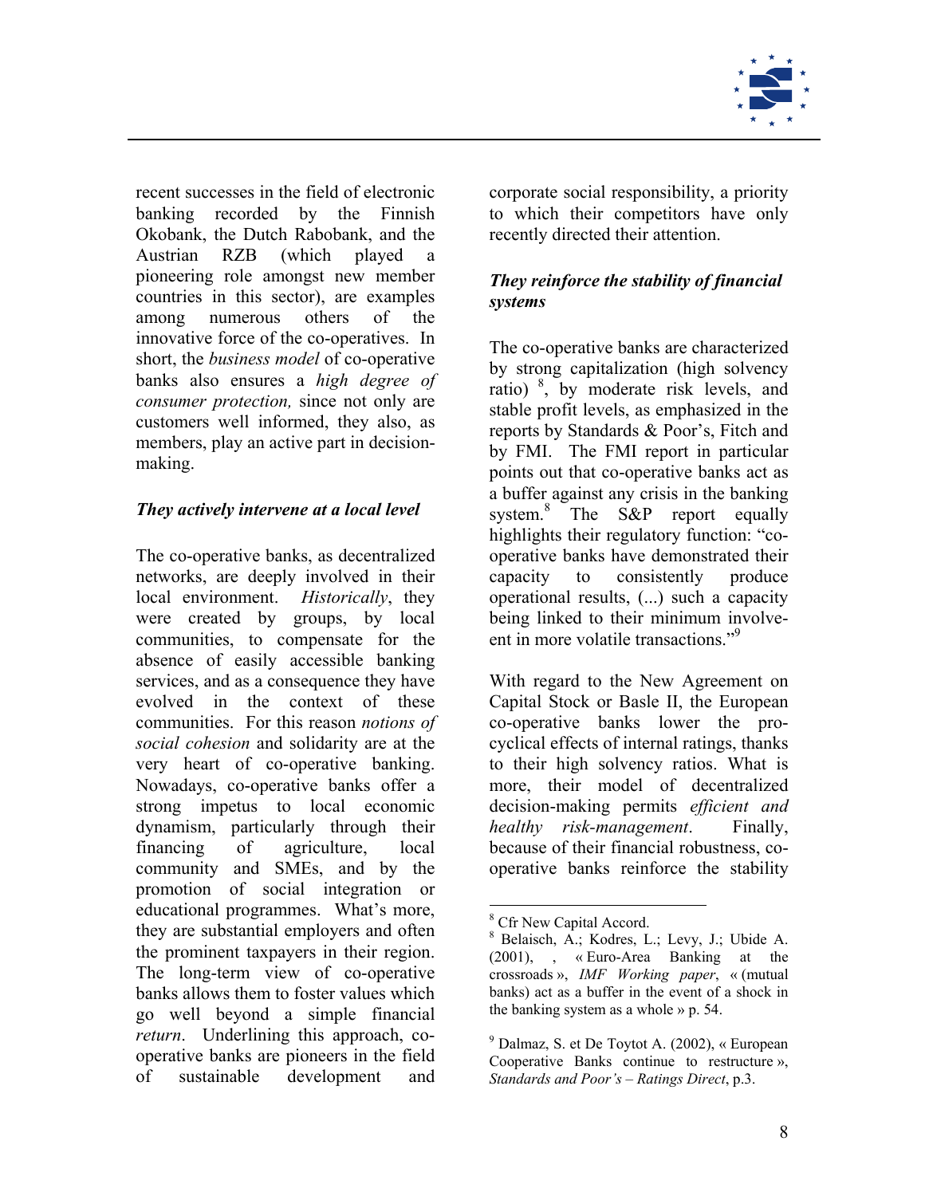recent successes in the field of electronic banking recorded by the Finnish Okobank, the Dutch Rabobank, and the Austrian RZB (which played a pioneering role amongst new member countries in this sector), are examples among numerous others of the innovative force of the co-operatives. In short, the *business model* of co-operative banks also ensures a *high degree of consumer protection,* since not only are customers well informed, they also, as members, play an active part in decision-making.

***They actively intervene at a local level***

The co-operative banks, as decentralized networks, are deeply involved in their local environment. *Historically*, they were created by groups, by local communities, to compensate for the absence of easily accessible banking services, and as a consequence they have evolved in the context of these communities. For this reason *notions of social cohesion* and solidarity are at the very heart of co-operative banking. Nowadays, co-operative banks offer a strong impetus to local economic dynamism, particularly through their financing of agriculture, local community and SMEs, and by the promotion of social integration or educational programmes. What's more, they are substantial employers and often the prominent taxpayers in their region. The long-term view of co-operative banks allows them to foster values which go well beyond a simple financial *return*. Underlining this approach, co-operative banks are pioneers in the field of sustainable development and corporate social responsibility, a priority to which their competitors have only recently directed their attention.

***They reinforce the stability of financial systems***

The co-operative banks are characterized by strong capitalization (high solvency ratio) [8], by moderate risk levels, and stable profit levels, as emphasized in the reports by Standards & Poor's, Fitch and by FMI. The FMI report in particular points out that co-operative banks act as a buffer against any crisis in the banking system.[8] The S&P report equally highlights their regulatory function: "co-operative banks have demonstrated their capacity to consistently produce operational results, (...) such a capacity being linked to their minimum involve-ent in more volatile transactions."[9]

With regard to the New Agreement on Capital Stock or Basle II, the European co-operative banks lower the pro-cyclical effects of internal ratings, thanks to their high solvency ratios. What is more, their model of decentralized decision-making permits *efficient and healthy risk-management*. Finally, because of their financial robustness, co-operative banks reinforce the stability

---

[8] Cfr New Capital Accord.

[8] Belaisch, A.; Kodres, L.; Levy, J.; Ubide A. (2001), , « Euro-Area Banking at the crossroads », *IMF Working paper*, « (mutual banks) act as a buffer in the event of a shock in the banking system as a whole » p. 54.

[9] Dalmaz, S. et De Toytot A. (2002), « European Cooperative Banks continue to restructure », *Standards and Poor's – Ratings Direct*, p.3.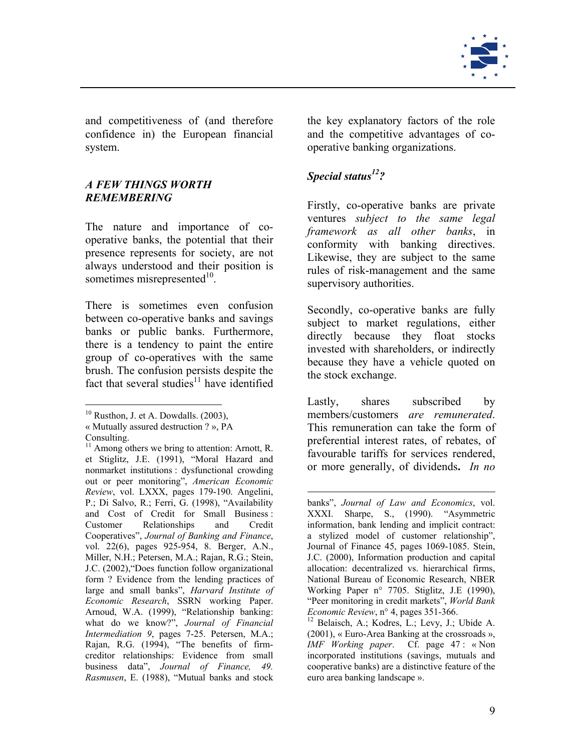and competitiveness of (and therefore confidence in) the European financial system.

### *A FEW THINGS WORTH REMEMBERING*

The nature and importance of co-operative banks, the potential that their presence represents for society, are not always understood and their position is sometimes misrepresented[10].

There is sometimes even confusion between co-operative banks and savings banks or public banks. Furthermore, there is a tendency to paint the entire group of co-operatives with the same brush. The confusion persists despite the fact that several studies[11] have identified the key explanatory factors of the role and the competitive advantages of co-operative banking organizations.

### *Special status[12]?*

Firstly, co-operative banks are private ventures *subject to the same legal framework as all other banks*, in conformity with banking directives. Likewise, they are subject to the same rules of risk-management and the same supervisory authorities.

Secondly, co-operative banks are fully subject to market regulations, either directly because they float stocks invested with shareholders, or indirectly because they have a vehicle quoted on the stock exchange.

Lastly, shares subscribed by members/customers *are remunerated*. This remuneration can take the form of preferential interest rates, of rebates, of favourable tariffs for services rendered, or more generally, of dividends**.** *In no*

---

[10] Rusthon, J. et A. Dowdalls. (2003), « Mutually assured destruction ? », PA Consulting.

[11] Among others we bring to attention: Arnott, R. et Stiglitz, J.E. (1991), "Moral Hazard and nonmarket institutions : dysfunctional crowding out or peer monitoring", *American Economic Review*, vol. LXXX, pages 179-190. Angelini, P.; Di Salvo, R.; Ferri, G. (1998), "Availability and Cost of Credit for Small Business : Customer Relationships and Credit Cooperatives", *Journal of Banking and Finance*, vol. 22(6), pages 925-954, 8. Berger, A.N., Miller, N.H.; Petersen, M.A.; Rajan, R.G.; Stein, J.C. (2002),"Does function follow organizational form ? Evidence from the lending practices of large and small banks", *Harvard Institute of Economic Research*, SSRN working Paper. Arnoud, W.A. (1999), "Relationship banking: what do we know?", *Journal of Financial Intermediation 9*, pages 7-25. Petersen, M.A.; Rajan, R.G. (1994), "The benefits of firm-creditor relationships: Evidence from small business data", *Journal of Finance, 49. Rasmusen*, E. (1988), "Mutual banks and stock banks", *Journal of Law and Economics*, vol. XXXI. Sharpe, S., (1990). "Asymmetric information, bank lending and implicit contract: a stylized model of customer relationship", Journal of Finance 45, pages 1069-1085. Stein, J.C. (2000), Information production and capital allocation: decentralized vs. hierarchical firms, National Bureau of Economic Research, NBER Working Paper n° 7705. Stiglitz, J.E (1990), "Peer monitoring in credit markets", *World Bank Economic Review*, n° 4, pages 351-366.

[12] Belaisch, A.; Kodres, L.; Levy, J.; Ubide A. (2001), « Euro-Area Banking at the crossroads », *IMF Working paper*. Cf. page 47 : « Non incorporated institutions (savings, mutuals and cooperative banks) are a distinctive feature of the euro area banking landscape ».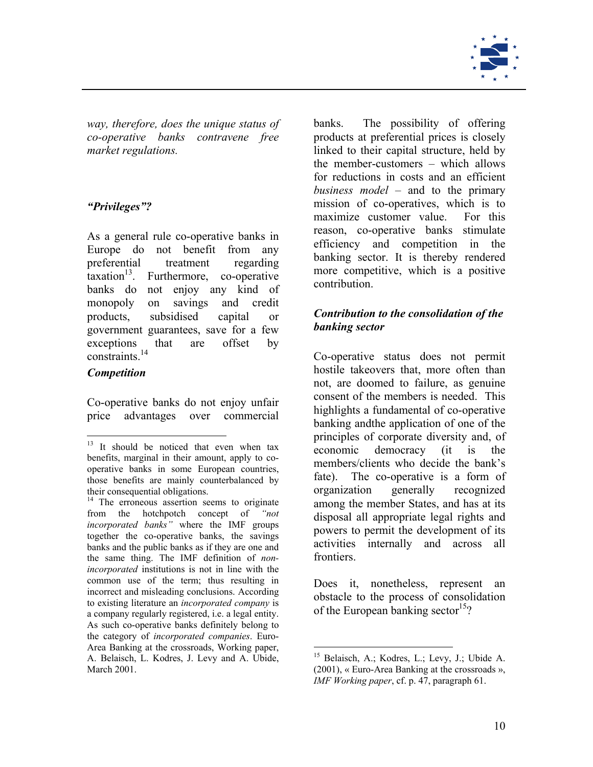*way, therefore, does the unique status of co-operative banks contravene free market regulations.*

### *"Privileges"?*

As a general rule co-operative banks in Europe do not benefit from any preferential treatment regarding taxation[13]. Furthermore, co-operative banks do not enjoy any kind of monopoly on savings and credit products, subsidised capital or government guarantees, save for a few exceptions that are offset by constraints.[14]

### *Competition*

Co-operative banks do not enjoy unfair price advantages over commercial banks. The possibility of offering products at preferential prices is closely linked to their capital structure, held by the member-customers – which allows for reductions in costs and an efficient *business model* – and to the primary mission of co-operatives, which is to maximize customer value. For this reason, co-operative banks stimulate efficiency and competition in the banking sector. It is thereby rendered more competitive, which is a positive contribution.

### *Contribution to the consolidation of the banking sector*

Co-operative status does not permit hostile takeovers that, more often than not, are doomed to failure, as genuine consent of the members is needed. This highlights a fundamental of co-operative banking andthe application of one of the principles of corporate diversity and, of economic democracy (it is the members/clients who decide the bank's fate). The co-operative is a form of organization generally recognized among the member States, and has at its disposal all appropriate legal rights and powers to permit the development of its activities internally and across all frontiers.

Does it, nonetheless, represent an obstacle to the process of consolidation of the European banking sector[15]?

---

[13] It should be noticed that even when tax benefits, marginal in their amount, apply to co-operative banks in some European countries, those benefits are mainly counterbalanced by their consequential obligations.

[14] The erroneous assertion seems to originate from the hotchpotch concept of *"not incorporated banks"* where the IMF groups together the co-operative banks, the savings banks and the public banks as if they are one and the same thing. The IMF definition of *non-incorporated* institutions is not in line with the common use of the term; thus resulting in incorrect and misleading conclusions. According to existing literature an *incorporated company* is a company regularly registered, i.e. a legal entity. As such co-operative banks definitely belong to the category of *incorporated companies*. Euro-Area Banking at the crossroads, Working paper, A. Belaisch, L. Kodres, J. Levy and A. Ubide, March 2001.

[15] Belaisch, A.; Kodres, L.; Levy, J.; Ubide A. (2001), « Euro-Area Banking at the crossroads », *IMF Working paper*, cf. p. 47, paragraph 61.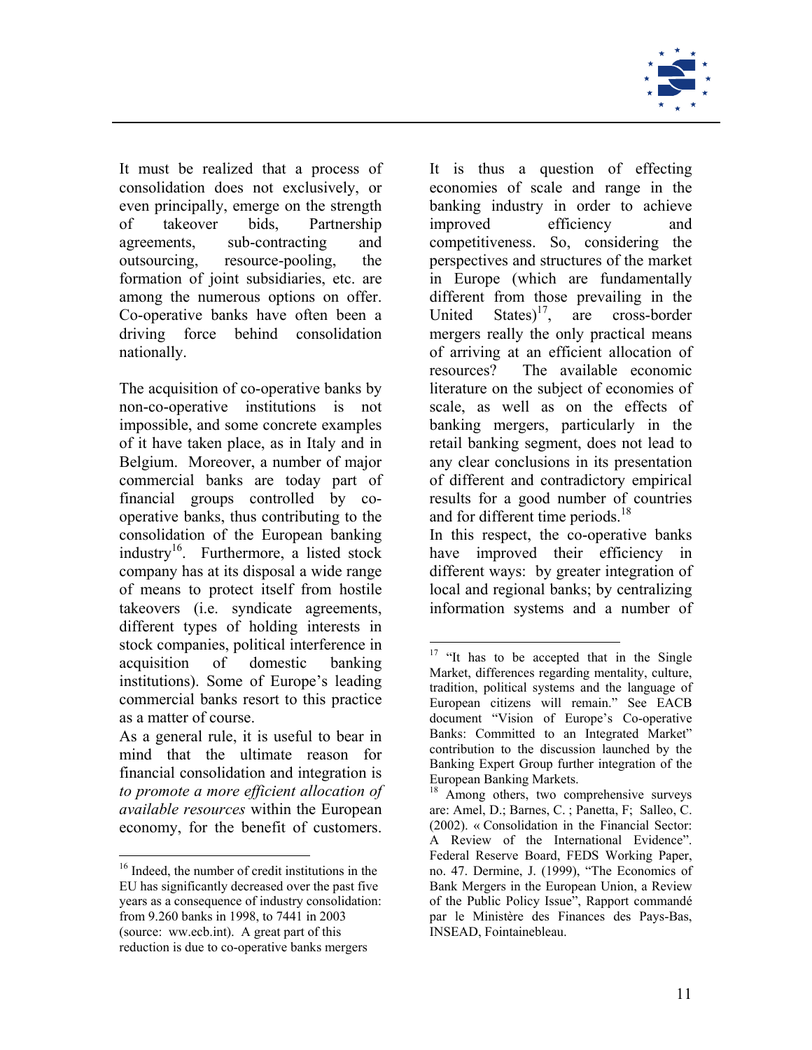It must be realized that a process of consolidation does not exclusively, or even principally, emerge on the strength of takeover bids, Partnership agreements, sub-contracting and outsourcing, resource-pooling, the formation of joint subsidiaries, etc. are among the numerous options on offer. Co-operative banks have often been a driving force behind consolidation nationally.

The acquisition of co-operative banks by non-co-operative institutions is not impossible, and some concrete examples of it have taken place, as in Italy and in Belgium. Moreover, a number of major commercial banks are today part of financial groups controlled by co-operative banks, thus contributing to the consolidation of the European banking industry[16]. Furthermore, a listed stock company has at its disposal a wide range of means to protect itself from hostile takeovers (i.e. syndicate agreements, different types of holding interests in stock companies, political interference in acquisition of domestic banking institutions). Some of Europe's leading commercial banks resort to this practice as a matter of course.

As a general rule, it is useful to bear in mind that the ultimate reason for financial consolidation and integration is *to promote a more efficient allocation of available resources* within the European economy, for the benefit of customers.

It is thus a question of effecting economies of scale and range in the banking industry in order to achieve improved efficiency and competitiveness. So, considering the perspectives and structures of the market in Europe (which are fundamentally different from those prevailing in the United States)[17], are cross-border mergers really the only practical means of arriving at an efficient allocation of resources? The available economic literature on the subject of economies of scale, as well as on the effects of banking mergers, particularly in the retail banking segment, does not lead to any clear conclusions in its presentation of different and contradictory empirical results for a good number of countries and for different time periods.[18]

In this respect, the co-operative banks have improved their efficiency in different ways: by greater integration of local and regional banks; by centralizing information systems and a number of

---

[16] Indeed, the number of credit institutions in the EU has significantly decreased over the past five years as a consequence of industry consolidation: from 9.260 banks in 1998, to 7441 in 2003 (source: ww.ecb.int). A great part of this reduction is due to co-operative banks mergers

[17] "It has to be accepted that in the Single Market, differences regarding mentality, culture, tradition, political systems and the language of European citizens will remain." See EACB document "Vision of Europe's Co-operative Banks: Committed to an Integrated Market" contribution to the discussion launched by the Banking Expert Group further integration of the European Banking Markets.

[18] Among others, two comprehensive surveys are: Amel, D.; Barnes, C. ; Panetta, F; Salleo, C. (2002). « Consolidation in the Financial Sector: A Review of the International Evidence". Federal Reserve Board, FEDS Working Paper, no. 47. Dermine, J. (1999), "The Economics of Bank Mergers in the European Union, a Review of the Public Policy Issue", Rapport commandé par le Ministère des Finances des Pays-Bas, INSEAD, Fointainebleau.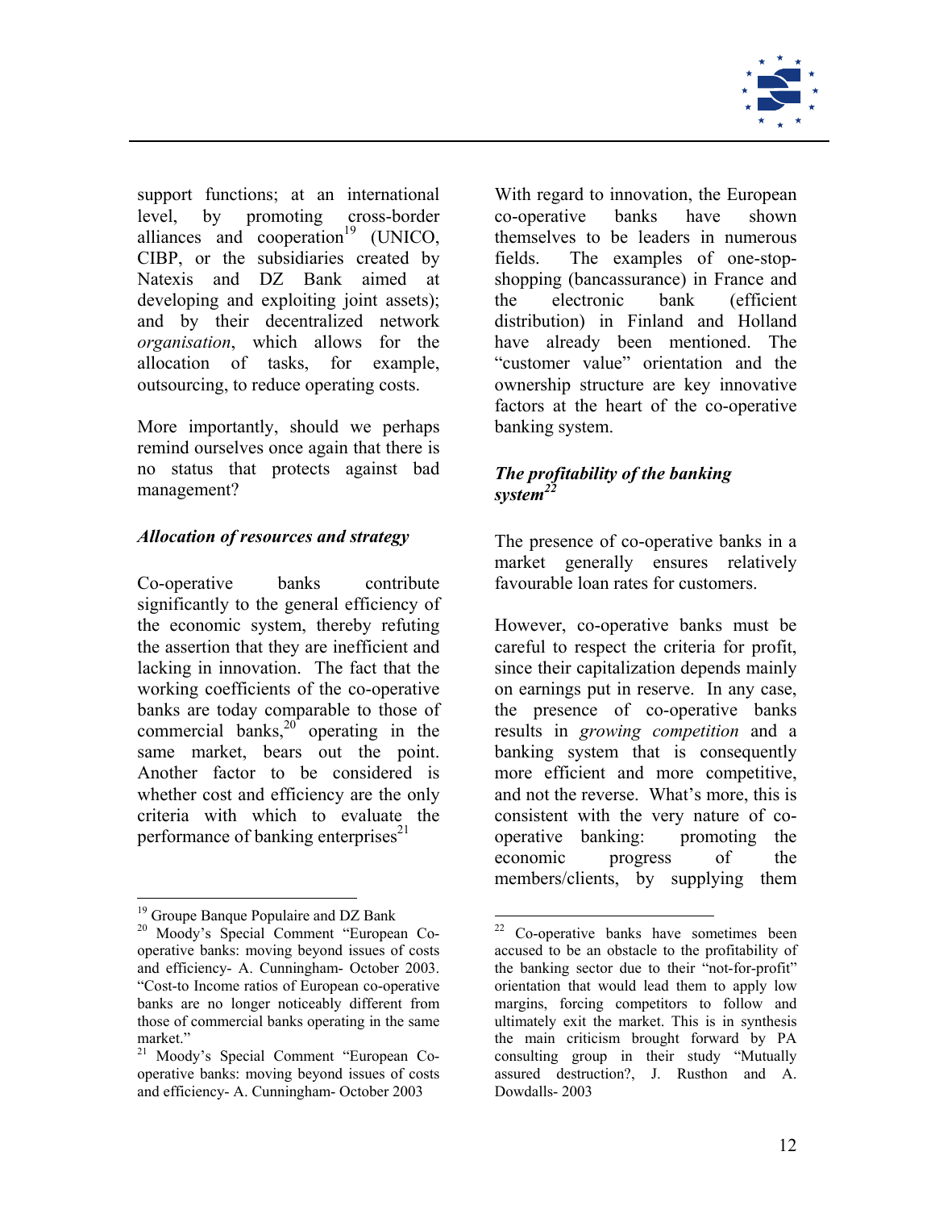support functions; at an international level, by promoting cross-border alliances and cooperation[19] (UNICO, CIBP, or the subsidiaries created by Natexis and DZ Bank aimed at developing and exploiting joint assets); and by their decentralized network *organisation*, which allows for the allocation of tasks, for example, outsourcing, to reduce operating costs.

More importantly, should we perhaps remind ourselves once again that there is no status that protects against bad management?

### *Allocation of resources and strategy*

Co-operative banks contribute significantly to the general efficiency of the economic system, thereby refuting the assertion that they are inefficient and lacking in innovation. The fact that the working coefficients of the co-operative banks are today comparable to those of commercial banks,[20] operating in the same market, bears out the point. Another factor to be considered is whether cost and efficiency are the only criteria with which to evaluate the performance of banking enterprises[21]

With regard to innovation, the European co-operative banks have shown themselves to be leaders in numerous fields. The examples of one-stop-shopping (bancassurance) in France and the electronic bank (efficient distribution) in Finland and Holland have already been mentioned. The "customer value" orientation and the ownership structure are key innovative factors at the heart of the co-operative banking system.

### *The profitability of the banking system*[22]

The presence of co-operative banks in a market generally ensures relatively favourable loan rates for customers.

However, co-operative banks must be careful to respect the criteria for profit, since their capitalization depends mainly on earnings put in reserve. In any case, the presence of co-operative banks results in *growing competition* and a banking system that is consequently more efficient and more competitive, and not the reverse. What's more, this is consistent with the very nature of co-operative banking: promoting the economic progress of the members/clients, by supplying them

---

[19] Groupe Banque Populaire and DZ Bank

[20] Moody's Special Comment "European Co-operative banks: moving beyond issues of costs and efficiency- A. Cunningham- October 2003. "Cost-to Income ratios of European co-operative banks are no longer noticeably different from those of commercial banks operating in the same market."

[21] Moody's Special Comment "European Co-operative banks: moving beyond issues of costs and efficiency- A. Cunningham- October 2003

[22] Co-operative banks have sometimes been accused to be an obstacle to the profitability of the banking sector due to their "not-for-profit" orientation that would lead them to apply low margins, forcing competitors to follow and ultimately exit the market. This is in synthesis the main criticism brought forward by PA consulting group in their study "Mutually assured destruction?, J. Rusthon and A. Dowdalls- 2003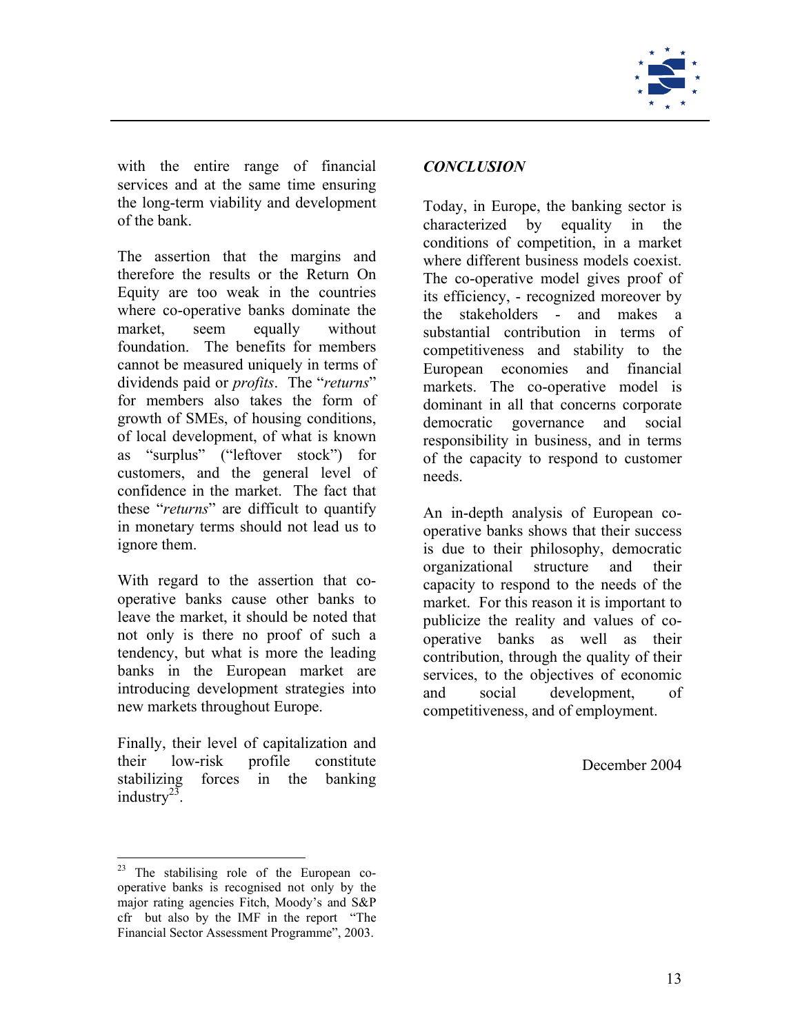with the entire range of financial services and at the same time ensuring the long-term viability and development of the bank.

The assertion that the margins and therefore the results or the Return On Equity are too weak in the countries where co-operative banks dominate the market, seem equally without foundation. The benefits for members cannot be measured uniquely in terms of dividends paid or *profits*. The "*returns*" for members also takes the form of growth of SMEs, of housing conditions, of local development, of what is known as "surplus" ("leftover stock") for customers, and the general level of confidence in the market. The fact that these "*returns*" are difficult to quantify in monetary terms should not lead us to ignore them.

With regard to the assertion that co-operative banks cause other banks to leave the market, it should be noted that not only is there no proof of such a tendency, but what is more the leading banks in the European market are introducing development strategies into new markets throughout Europe.

Finally, their level of capitalization and their low-risk profile constitute stabilizing forces in the banking industry[23].

## *CONCLUSION*

Today, in Europe, the banking sector is characterized by equality in the conditions of competition, in a market where different business models coexist. The co-operative model gives proof of its efficiency, - recognized moreover by the stakeholders - and makes a substantial contribution in terms of competitiveness and stability to the European economies and financial markets. The co-operative model is dominant in all that concerns corporate democratic governance and social responsibility in business, and in terms of the capacity to respond to customer needs.

An in-depth analysis of European co-operative banks shows that their success is due to their philosophy, democratic organizational structure and their capacity to respond to the needs of the market. For this reason it is important to publicize the reality and values of co-operative banks as well as their contribution, through the quality of their services, to the objectives of economic and social development, of competitiveness, and of employment.

December 2004

---

[23] The stabilising role of the European co-operative banks is recognised not only by the major rating agencies Fitch, Moody's and S&P cfr but also by the IMF in the report "The Financial Sector Assessment Programme", 2003.